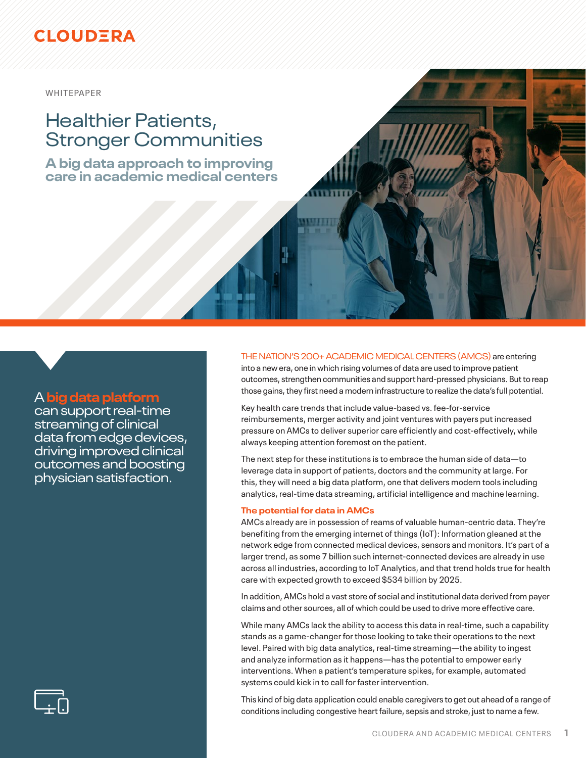CLOUDERA

WHITEPAPER

# Healthier Patients, Stronger Communities

## A big data approach to improving care in academic medical centers

A **big data platform** can support real-time streaming of clinical data from edge devices, driving improved clinical outcomes and boosting physician satisfaction.

THE NATION'S 200+ ACADEMIC MEDICAL CENTERS (AMCS) are entering into a new era, one in which rising volumes of data are used to improve patient outcomes, strengthen communities and support hard-pressed physicians. But to reap those gains, they first need a modern infrastructure to realize the data's full potential.

Key health care trends that include value-based vs. fee-for-service reimbursements, merger activity and joint ventures with payers put increased pressure on AMCs to deliver superior care efficiently and cost-effectively, while always keeping attention foremost on the patient.

The next step for these institutions is to embrace the human side of data—to leverage data in support of patients, doctors and the community at large. For this, they will need a big data platform, one that delivers modern tools including analytics, real-time data streaming, artificial intelligence and machine learning.

### The potential for data in AMCs

AMCs already are in possession of reams of valuable human-centric data. They're benefiting from the emerging internet of things (IoT): Information gleaned at the network edge from connected medical devices, sensors and monitors. It's part of a larger trend, as some 7 billion such internet-connected devices are already in use across all industries, according to IoT Analytics, and that trend holds true for health care with expected growth to exceed $534 billion by 2025.

In addition, AMCs hold a vast store of social and institutional data derived from payer claims and other sources, all of which could be used to drive more effective care.

While many AMCs lack the ability to access this data in real-time, such a capability stands as a game-changer for those looking to take their operations to the next level. Paired with big data analytics, real-time streaming—the ability to ingest and analyze information as it happens—has the potential to empower early interventions. When a patient's temperature spikes, for example, automated systems could kick in to call for faster intervention.

This kind of big data application could enable caregivers to get out ahead of a range of conditions including congestive heart failure, sepsis and stroke, just to name a few.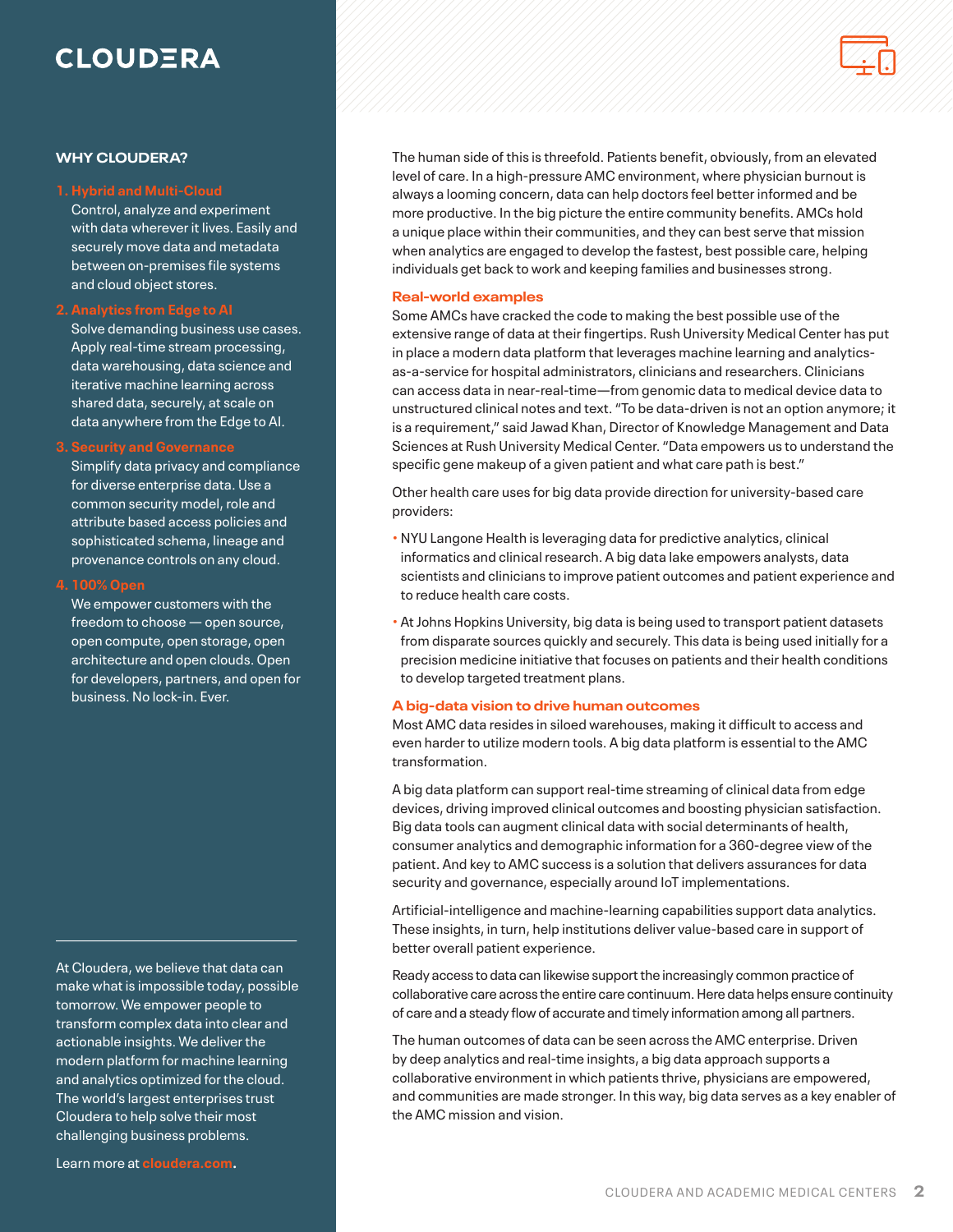The human side of this is threefold. Patients benefit, obviously, from an elevated level of care. In a high-pressure AMC environment, where physician burnout is always a looming concern, data can help doctors feel better informed and be more productive. In the big picture the entire community benefits. AMCs hold a unique place within their communities, and they can best serve that mission when analytics are engaged to develop the fastest, best possible care, helping individuals get back to work and keeping families and businesses strong.

### Real-world examples

Some AMCs have cracked the code to making the best possible use of the extensive range of data at their fingertips. Rush University Medical Center has put in place a modern data platform that leverages machine learning and analytics-as-a-service for hospital administrators, clinicians and researchers. Clinicians can access data in near-real-time—from genomic data to medical device data to unstructured clinical notes and text. "To be data-driven is not an option anymore; it is a requirement," said Jawad Khan, Director of Knowledge Management and Data Sciences at Rush University Medical Center. "Data empowers us to understand the specific gene makeup of a given patient and what care path is best."

Other health care uses for big data provide direction for university-based care providers:

- NYU Langone Health is leveraging data for predictive analytics, clinical informatics and clinical research. A big data lake empowers analysts, data scientists and clinicians to improve patient outcomes and patient experience and to reduce health care costs.
- At Johns Hopkins University, big data is being used to transport patient datasets from disparate sources quickly and securely. This data is being used initially for a precision medicine initiative that focuses on patients and their health conditions to develop targeted treatment plans.

### A big-data vision to drive human outcomes

Most AMC data resides in siloed warehouses, making it difficult to access and even harder to utilize modern tools. A big data platform is essential to the AMC transformation.

A big data platform can support real-time streaming of clinical data from edge devices, driving improved clinical outcomes and boosting physician satisfaction. Big data tools can augment clinical data with social determinants of health, consumer analytics and demographic information for a 360-degree view of the patient. And key to AMC success is a solution that delivers assurances for data security and governance, especially around IoT implementations.

Artificial-intelligence and machine-learning capabilities support data analytics. These insights, in turn, help institutions deliver value-based care in support of better overall patient experience.

Ready access to data can likewise support the increasingly common practice of collaborative care across the entire care continuum. Here data helps ensure continuity of care and a steady flow of accurate and timely information among all partners.

The human outcomes of data can be seen across the AMC enterprise. Driven by deep analytics and real-time insights, a big data approach supports a collaborative environment in which patients thrive, physicians are empowered, and communities are made stronger. In this way, big data serves as a key enabler of the AMC mission and vision.

## WHY CLOUDERA?

**1. Hybrid and Multi-Cloud**
Control, analyze and experiment with data wherever it lives. Easily and securely move data and metadata between on-premises file systems and cloud object stores.

**2. Analytics from Edge to AI**
Solve demanding business use cases. Apply real-time stream processing, data warehousing, data science and iterative machine learning across shared data, securely, at scale on data anywhere from the Edge to AI.

**3. Security and Governance**
Simplify data privacy and compliance for diverse enterprise data. Use a common security model, role and attribute based access policies and sophisticated schema, lineage and provenance controls on any cloud.

**4. 100% Open**
We empower customers with the freedom to choose — open source, open compute, open storage, open architecture and open clouds. Open for developers, partners, and open for business. No lock-in. Ever.

---

At Cloudera, we believe that data can make what is impossible today, possible tomorrow. We empower people to transform complex data into clear and actionable insights. We deliver the modern platform for machine learning and analytics optimized for the cloud. The world's largest enterprises trust Cloudera to help solve their most challenging business problems.

Learn more at cloudera.com.